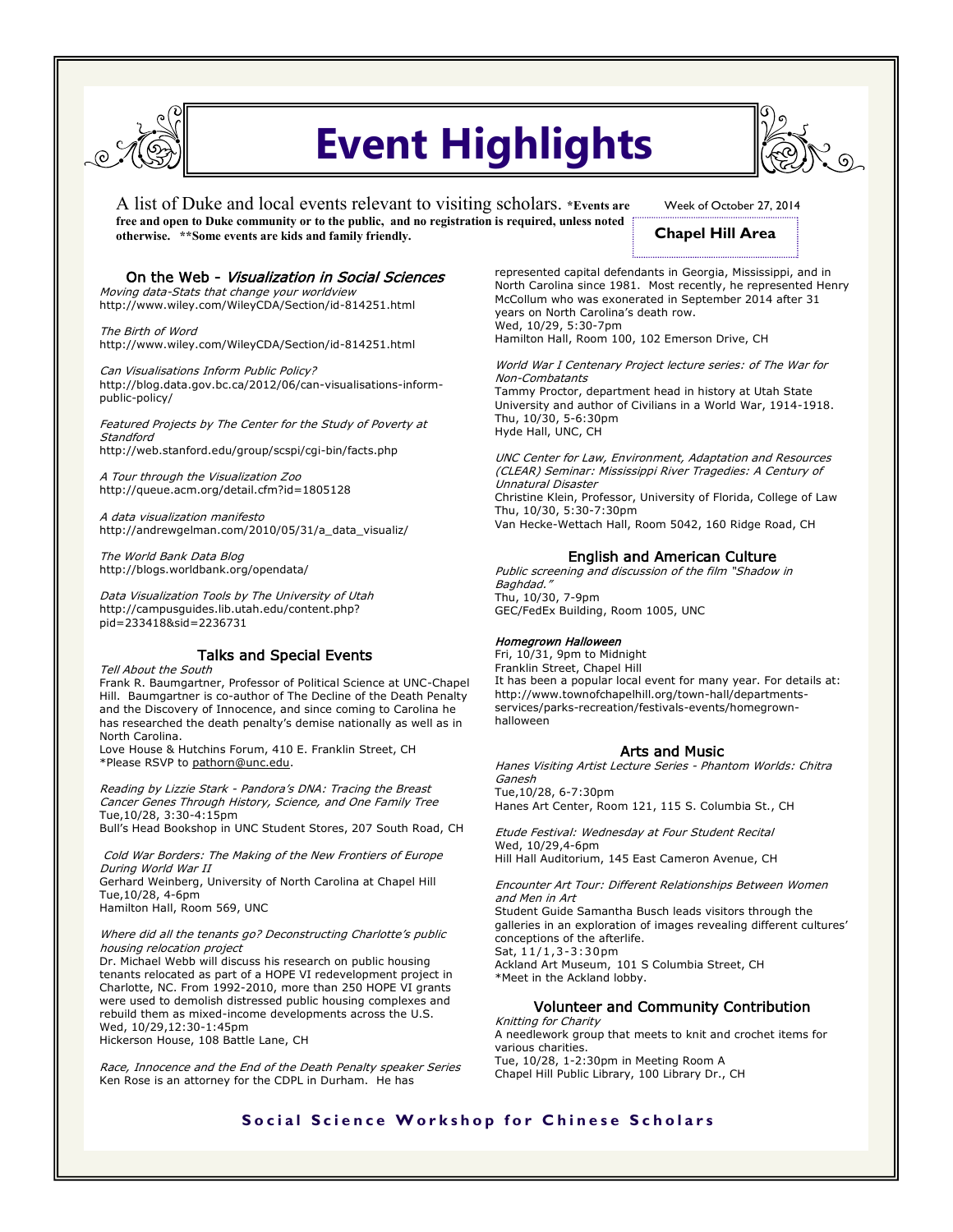# Event Highlights

A list of Duke and local events relevant to visiting scholars. **\*Events are free and open to Duke community or to the public, and no registration is required, unless noted otherwise. \*\*Some events are kids and family friendly.**

Week of October 27, 2014

**Chapel Hill Area**

## On the Web - *Visualization in Social Sciences*

*Moving data-Stats that change your worldview*
http://www.wiley.com/WileyCDA/Section/id-814251.html

*The Birth of Word*
http://www.wiley.com/WileyCDA/Section/id-814251.html

*Can Visualisations Inform Public Policy?*
http://blog.data.gov.bc.ca/2012/06/can-visualisations-inform-public-policy/

*Featured Projects by The Center for the Study of Poverty at Standford*
http://web.stanford.edu/group/scspi/cgi-bin/facts.php

*A Tour through the Visualization Zoo*
http://queue.acm.org/detail.cfm?id=1805128

*A data visualization manifesto*
http://andrewgelman.com/2010/05/31/a_data_visualiz/

*The World Bank Data Blog*
http://blogs.worldbank.org/opendata/

*Data Visualization Tools by The University of Utah*
http://campusguides.lib.utah.edu/content.php?pid=233418&sid=2236731

## Talks and Special Events

*Tell About the South*
Frank R. Baumgartner, Professor of Political Science at UNC-Chapel Hill. Baumgartner is co-author of The Decline of the Death Penalty and the Discovery of Innocence, and since coming to Carolina he has researched the death penalty's demise nationally as well as in North Carolina.
Love House & Hutchins Forum, 410 E. Franklin Street, CH
*Please RSVP to pathorn@unc.edu.

*Reading by Lizzie Stark - Pandora's DNA: Tracing the Breast Cancer Genes Through History, Science, and One Family Tree*
Tue,10/28, 3:30-4:15pm
Bull's Head Bookshop in UNC Student Stores, 207 South Road, CH

*Cold War Borders: The Making of the New Frontiers of Europe During World War II*
Gerhard Weinberg, University of North Carolina at Chapel Hill
Tue,10/28, 4-6pm
Hamilton Hall, Room 569, UNC

*Where did all the tenants go? Deconstructing Charlotte's public housing relocation project*
Dr. Michael Webb will discuss his research on public housing tenants relocated as part of a HOPE VI redevelopment project in Charlotte, NC. From 1992-2010, more than 250 HOPE VI grants were used to demolish distressed public housing complexes and rebuild them as mixed-income developments across the U.S.
Wed, 10/29,12:30-1:45pm
Hickerson House, 108 Battle Lane, CH

*Race, Innocence and the End of the Death Penalty speaker Series*
Ken Rose is an attorney for the CDPL in Durham. He has represented capital defendants in Georgia, Mississippi, and in North Carolina since 1981. Most recently, he represented Henry McCollum who was exonerated in September 2014 after 31 years on North Carolina's death row.
Wed, 10/29, 5:30-7pm
Hamilton Hall, Room 100, 102 Emerson Drive, CH

*World War I Centenary Project lecture series: of The War for Non-Combatants*
Tammy Proctor, department head in history at Utah State University and author of Civilians in a World War, 1914-1918.
Thu, 10/30, 5-6:30pm
Hyde Hall, UNC, CH

*UNC Center for Law, Environment, Adaptation and Resources (CLEAR) Seminar: Mississippi River Tragedies: A Century of Unnatural Disaster*
Christine Klein, Professor, University of Florida, College of Law
Thu, 10/30, 5:30-7:30pm
Van Hecke-Wettach Hall, Room 5042, 160 Ridge Road, CH

## English and American Culture

*Public screening and discussion of the film "Shadow in Baghdad."*
Thu, 10/30, 7-9pm
GEC/FedEx Building, Room 1005, UNC

***Homegrown Halloween***
Fri, 10/31, 9pm to Midnight
Franklin Street, Chapel Hill
It has been a popular local event for many year. For details at: http://www.townofchapelhill.org/town-hall/departments-services/parks-recreation/festivals-events/homegrown-halloween

## Arts and Music

*Hanes Visiting Artist Lecture Series - Phantom Worlds: Chitra Ganesh*
Tue,10/28, 6-7:30pm
Hanes Art Center, Room 121, 115 S. Columbia St., CH

*Etude Festival: Wednesday at Four Student Recital*
Wed, 10/29,4-6pm
Hill Hall Auditorium, 145 East Cameron Avenue, CH

*Encounter Art Tour: Different Relationships Between Women and Men in Art*
Student Guide Samantha Busch leads visitors through the galleries in an exploration of images revealing different cultures' conceptions of the afterlife.
Sat, 11/1,3-3:30pm
Ackland Art Museum, 101 S Columbia Street, CH
*Meet in the Ackland lobby.

## Volunteer and Community Contribution

*Knitting for Charity*
A needlework group that meets to knit and crochet items for various charities.
Tue, 10/28, 1-2:30pm in Meeting Room A
Chapel Hill Public Library, 100 Library Dr., CH

**Social Science Workshop for Chinese Scholars**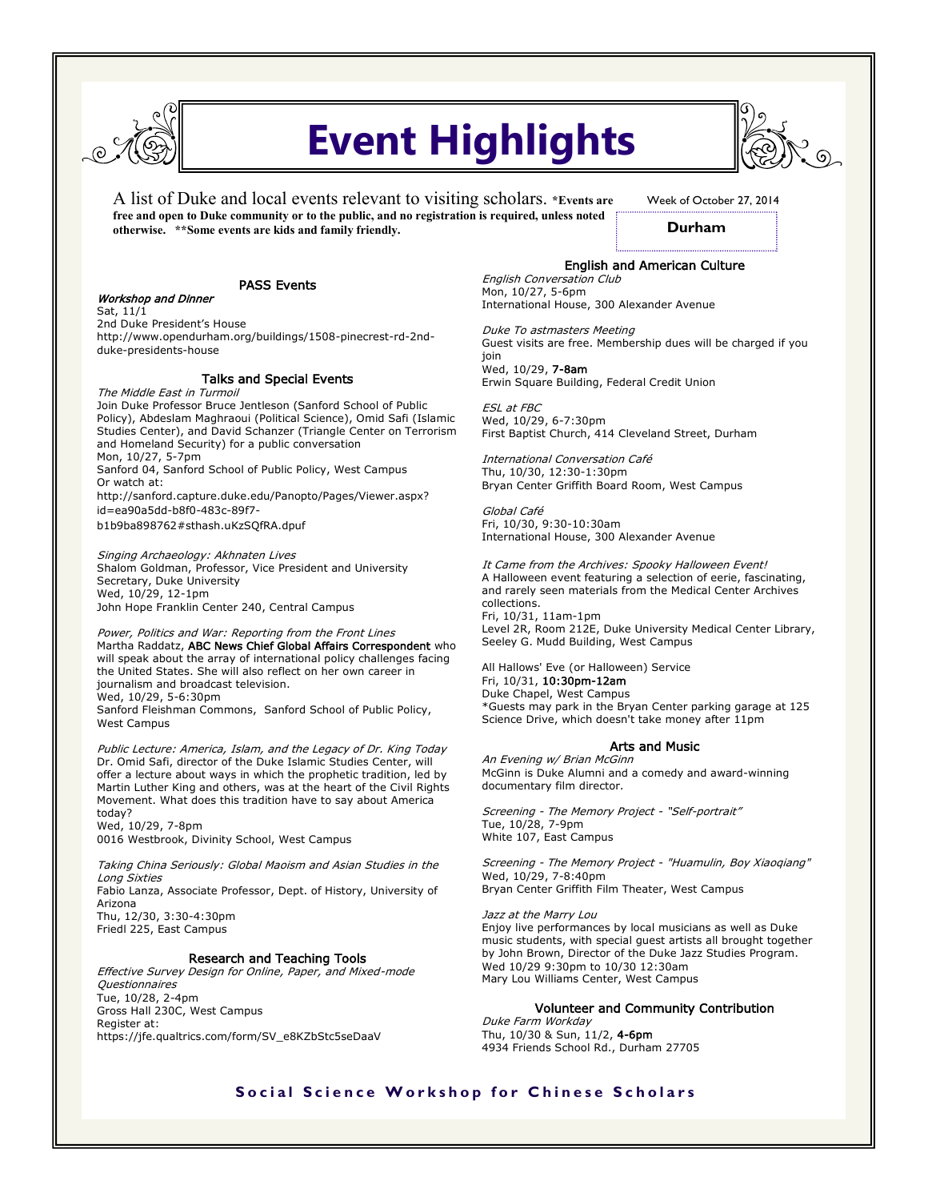# Event Highlights

A list of Duke and local events relevant to visiting scholars. ***Events are free and open to Duke community or to the public, and no registration is required, unless noted otherwise. **Some events are kids and family friendly.**

Week of October 27, 2014

**Durham**

## PASS Events

***Workshop and Dinner***
Sat, 11/1
2nd Duke President's House
http://www.opendurham.org/buildings/1508-pinecrest-rd-2nd-duke-presidents-house

## Talks and Special Events

*The Middle East in Turmoil*
Join Duke Professor Bruce Jentleson (Sanford School of Public Policy), Abdeslam Maghraoui (Political Science), Omid Safi (Islamic Studies Center), and David Schanzer (Triangle Center on Terrorism and Homeland Security) for a public conversation
Mon, 10/27, 5-7pm
Sanford 04, Sanford School of Public Policy, West Campus
Or watch at:
http://sanford.capture.duke.edu/Panopto/Pages/Viewer.aspx?id=ea90a5dd-b8f0-483c-89f7-b1b9ba898762#sthash.uKzSQfRA.dpuf

*Singing Archaeology: Akhnaten Lives*
Shalom Goldman, Professor, Vice President and University Secretary, Duke University
Wed, 10/29, 12-1pm
John Hope Franklin Center 240, Central Campus

*Power, Politics and War: Reporting from the Front Lines*
Martha Raddatz, ABC News Chief Global Affairs Correspondent who will speak about the array of international policy challenges facing the United States. She will also reflect on her own career in journalism and broadcast television.
Wed, 10/29, 5-6:30pm
Sanford Fleishman Commons, Sanford School of Public Policy, West Campus

*Public Lecture: America, Islam, and the Legacy of Dr. King Today*
Dr. Omid Safi, director of the Duke Islamic Studies Center, will offer a lecture about ways in which the prophetic tradition, led by Martin Luther King and others, was at the heart of the Civil Rights Movement. What does this tradition have to say about America today?
Wed, 10/29, 7-8pm
0016 Westbrook, Divinity School, West Campus

*Taking China Seriously: Global Maoism and Asian Studies in the Long Sixties*
Fabio Lanza, Associate Professor, Dept. of History, University of Arizona
Thu, 12/30, 3:30-4:30pm
Friedl 225, East Campus

## Research and Teaching Tools

*Effective Survey Design for Online, Paper, and Mixed-mode Questionnaires*
Tue, 10/28, 2-4pm
Gross Hall 230C, West Campus
Register at:
https://jfe.qualtrics.com/form/SV_e8KZbStc5seDaaV

## English and American Culture

*English Conversation Club*
Mon, 10/27, 5-6pm
International House, 300 Alexander Avenue

*Duke To astmasters Meeting*
Guest visits are free. Membership dues will be charged if you join
Wed, 10/29, 7-8am
Erwin Square Building, Federal Credit Union

*ESL at FBC*
Wed, 10/29, 6-7:30pm
First Baptist Church, 414 Cleveland Street, Durham

*International Conversation Café*
Thu, 10/30, 12:30-1:30pm
Bryan Center Griffith Board Room, West Campus

*Global Café*
Fri, 10/30, 9:30-10:30am
International House, 300 Alexander Avenue

*It Came from the Archives: Spooky Halloween Event!*
A Halloween event featuring a selection of eerie, fascinating, and rarely seen materials from the Medical Center Archives collections.
Fri, 10/31, 11am-1pm
Level 2R, Room 212E, Duke University Medical Center Library, Seeley G. Mudd Building, West Campus

All Hallows' Eve (or Halloween) Service
Fri, 10/31, 10:30pm-12am
Duke Chapel, West Campus
*Guests may park in the Bryan Center parking garage at 125 Science Drive, which doesn't take money after 11pm

## Arts and Music

*An Evening w/ Brian McGinn*
McGinn is Duke Alumni and a comedy and award-winning documentary film director.

*Screening - The Memory Project - "Self-portrait"*
Tue, 10/28, 7-9pm
White 107, East Campus

*Screening - The Memory Project - "Huamulin, Boy Xiaoqiang"*
Wed, 10/29, 7-8:40pm
Bryan Center Griffith Film Theater, West Campus

*Jazz at the Marry Lou*
Enjoy live performances by local musicians as well as Duke music students, with special guest artists all brought together by John Brown, Director of the Duke Jazz Studies Program.
Wed 10/29 9:30pm to 10/30 12:30am
Mary Lou Williams Center, West Campus

## Volunteer and Community Contribution

*Duke Farm Workday*
Thu, 10/30 & Sun, 11/2, 4-6pm
4934 Friends School Rd., Durham 27705

**Social Science Workshop for Chinese Scholars**